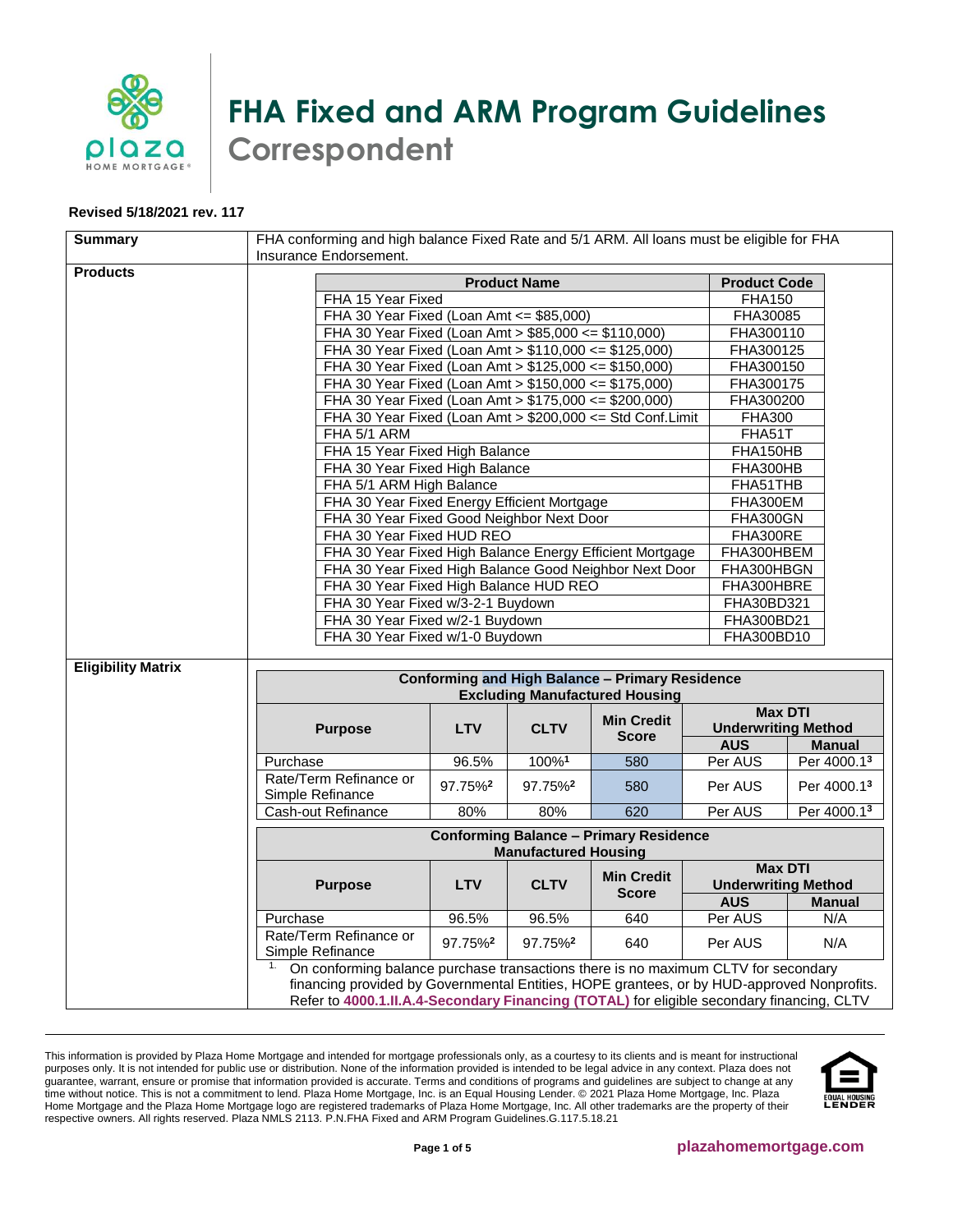# FHA Fixed and ARM Program Guidelines

## Correspondent

**Revised 5/18/2021 rev. 117**

**Summary**

FHA conforming and high balance Fixed Rate and 5/1 ARM. All loans must be eligible for FHA Insurance Endorsement.

**Products**

| Product Name | Product Code |
|---|---|
| FHA 15 Year Fixed | FHA150 |
| FHA 30 Year Fixed (Loan Amt <= $85,000) | FHA30085 |
| FHA 30 Year Fixed (Loan Amt > $85,000 <= $110,000) | FHA300110 |
| FHA 30 Year Fixed (Loan Amt > $110,000 <= $125,000) | FHA300125 |
| FHA 30 Year Fixed (Loan Amt > $125,000 <= $150,000) | FHA300150 |
| FHA 30 Year Fixed (Loan Amt > $150,000 <= $175,000) | FHA300175 |
| FHA 30 Year Fixed (Loan Amt > $175,000 <= $200,000) | FHA300200 |
| FHA 30 Year Fixed (Loan Amt > $200,000 <= Std Conf.Limit | FHA300 |
| FHA 5/1 ARM | FHA51T |
| FHA 15 Year Fixed High Balance | FHA150HB |
| FHA 30 Year Fixed High Balance | FHA300HB |
| FHA 5/1 ARM High Balance | FHA51THB |
| FHA 30 Year Fixed Energy Efficient Mortgage | FHA300EM |
| FHA 30 Year Fixed Good Neighbor Next Door | FHA300GN |
| FHA 30 Year Fixed HUD REO | FHA300RE |
| FHA 30 Year Fixed High Balance Energy Efficient Mortgage | FHA300HBEM |
| FHA 30 Year Fixed High Balance Good Neighbor Next Door | FHA300HBGN |
| FHA 30 Year Fixed High Balance HUD REO | FHA300HBRE |
| FHA 30 Year Fixed w/3-2-1 Buydown | FHA30BD321 |
| FHA 30 Year Fixed w/2-1 Buydown | FHA300BD21 |
| FHA 30 Year Fixed w/1-0 Buydown | FHA300BD10 |

**Eligibility Matrix**

| Conforming and High Balance – Primary Residence Excluding Manufactured Housing | | | | | |
|---|---|---|---|---|---|
| Purpose | LTV | CLTV | Min Credit Score | Max DTI Underwriting Method | |
| | | | | AUS | Manual |
| Purchase | 96.5% | 100%[1] | 580 | Per AUS | Per 4000.1[3] |
| Rate/Term Refinance or Simple Refinance | 97.75%[2] | 97.75%[2] | 580 | Per AUS | Per 4000.1[3] |
| Cash-out Refinance | 80% | 80% | 620 | Per AUS | Per 4000.1[3] |

| Conforming Balance – Primary Residence Manufactured Housing | | | | | |
|---|---|---|---|---|---|
| Purpose | LTV | CLTV | Min Credit Score | Max DTI Underwriting Method | |
| | | | | AUS | Manual |
| Purchase | 96.5% | 96.5% | 640 | Per AUS | N/A |
| Rate/Term Refinance or Simple Refinance | 97.75%[2] | 97.75%[2] | 640 | Per AUS | N/A |

1. On conforming balance purchase transactions there is no maximum CLTV for secondary financing provided by Governmental Entities, HOPE grantees, or by HUD-approved Nonprofits. Refer to **4000.1.II.A.4-Secondary Financing (TOTAL)** for eligible secondary financing, CLTV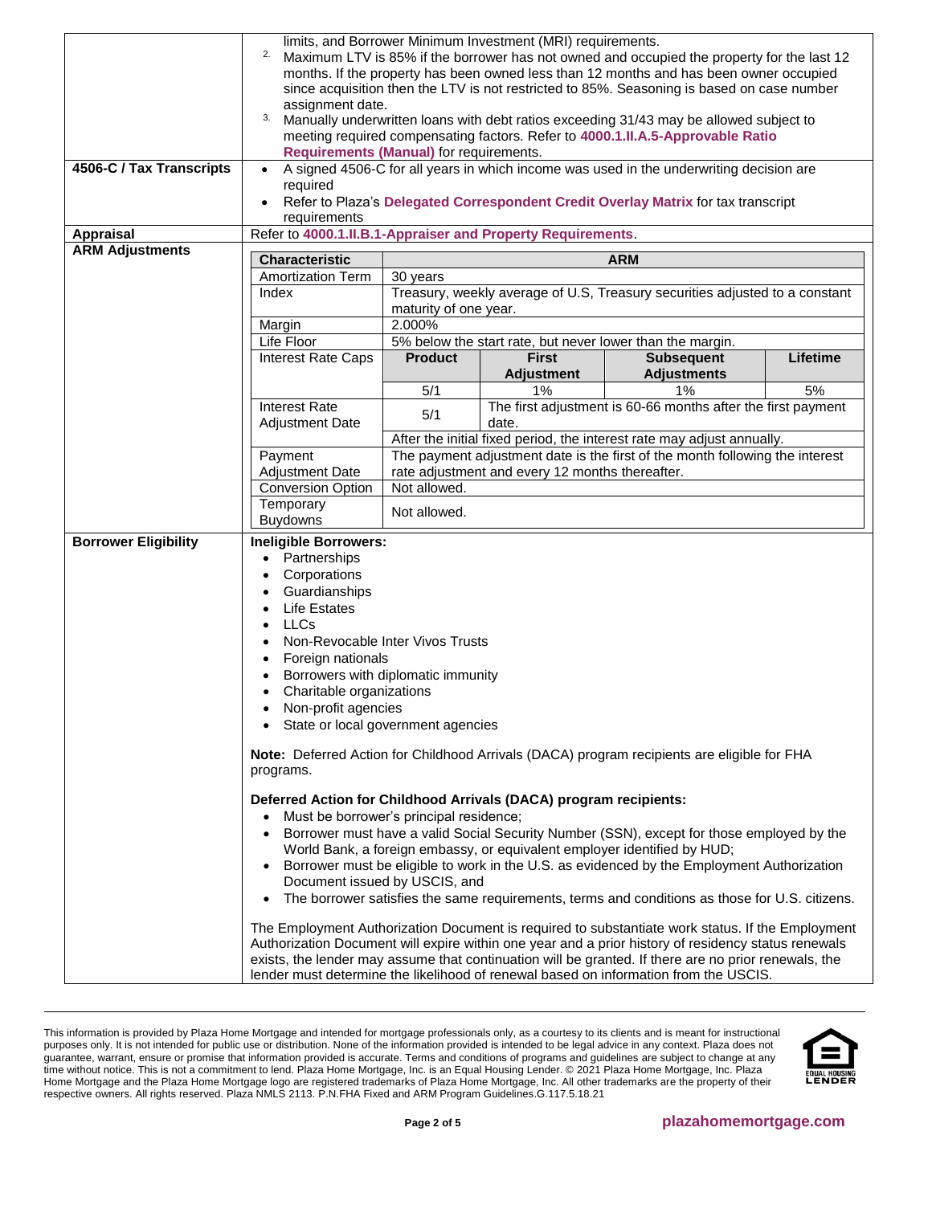| | |
|---|---|
| | limits, and Borrower Minimum Investment (MRI) requirements.<br>2. Maximum LTV is 85% if the borrower has not owned and occupied the property for the last 12 months. If the property has been owned less than 12 months and has been owner occupied since acquisition then the LTV is not restricted to 85%. Seasoning is based on case number assignment date.<br>3. Manually underwritten loans with debt ratios exceeding 31/43 may be allowed subject to meeting required compensating factors. Refer to **4000.1.II.A.5-Approvable Ratio Requirements (Manual)** for requirements. |
| **4506-C / Tax Transcripts** | • A signed 4506-C for all years in which income was used in the underwriting decision are required<br>• Refer to Plaza's **Delegated Correspondent Credit Overlay Matrix** for tax transcript requirements |
| **Appraisal** | Refer to **4000.1.II.B.1-Appraiser and Property Requirements**. |
| **ARM Adjustments** | See ARM table below. |

| Characteristic | ARM | | | |
|---|---|---|---|---|
| Amortization Term | 30 years | | | |
| Index | Treasury, weekly average of U.S, Treasury securities adjusted to a constant maturity of one year. | | | |
| Margin | 2.000% | | | |
| Life Floor | 5% below the start rate, but never lower than the margin. | | | |
| Interest Rate Caps | **Product** | **First Adjustment** | **Subsequent Adjustments** | **Lifetime** |
| | 5/1 | 1% | 1% | 5% |
| Interest Rate Adjustment Date | 5/1 | The first adjustment is 60-66 months after the first payment date. | | |
| | After the initial fixed period, the interest rate may adjust annually. | | | |
| Payment Adjustment Date | The payment adjustment date is the first of the month following the interest rate adjustment and every 12 months thereafter. | | | |
| Conversion Option | Not allowed. | | | |
| Temporary Buydowns | Not allowed. | | | |

**Borrower Eligibility**

**Ineligible Borrowers:**

- Partnerships
- Corporations
- Guardianships
- Life Estates
- LLCs
- Non-Revocable Inter Vivos Trusts
- Foreign nationals
- Borrowers with diplomatic immunity
- Charitable organizations
- Non-profit agencies
- State or local government agencies

**Note:** Deferred Action for Childhood Arrivals (DACA) program recipients are eligible for FHA programs.

**Deferred Action for Childhood Arrivals (DACA) program recipients:**

- Must be borrower's principal residence;
- Borrower must have a valid Social Security Number (SSN), except for those employed by the World Bank, a foreign embassy, or equivalent employer identified by HUD;
- Borrower must be eligible to work in the U.S. as evidenced by the Employment Authorization Document issued by USCIS, and
- The borrower satisfies the same requirements, terms and conditions as those for U.S. citizens.

The Employment Authorization Document is required to substantiate work status. If the Employment Authorization Document will expire within one year and a prior history of residency status renewals exists, the lender may assume that continuation will be granted. If there are no prior renewals, the lender must determine the likelihood of renewal based on information from the USCIS.

This information is provided by Plaza Home Mortgage and intended for mortgage professionals only, as a courtesy to its clients and is meant for instructional purposes only. It is not intended for public use or distribution. None of the information provided is intended to be legal advice in any context. Plaza does not guarantee, warrant, ensure or promise that information provided is accurate. Terms and conditions of programs and guidelines are subject to change at any time without notice. This is not a commitment to lend. Plaza Home Mortgage, Inc. is an Equal Housing Lender. © 2021 Plaza Home Mortgage, Inc. Plaza Home Mortgage and the Plaza Home Mortgage logo are registered trademarks of Plaza Home Mortgage, Inc. All other trademarks are the property of their respective owners. All rights reserved. Plaza NMLS 2113. P.N.FHA Fixed and ARM Program Guidelines.G.117.5.18.21

plazahomemortgage.com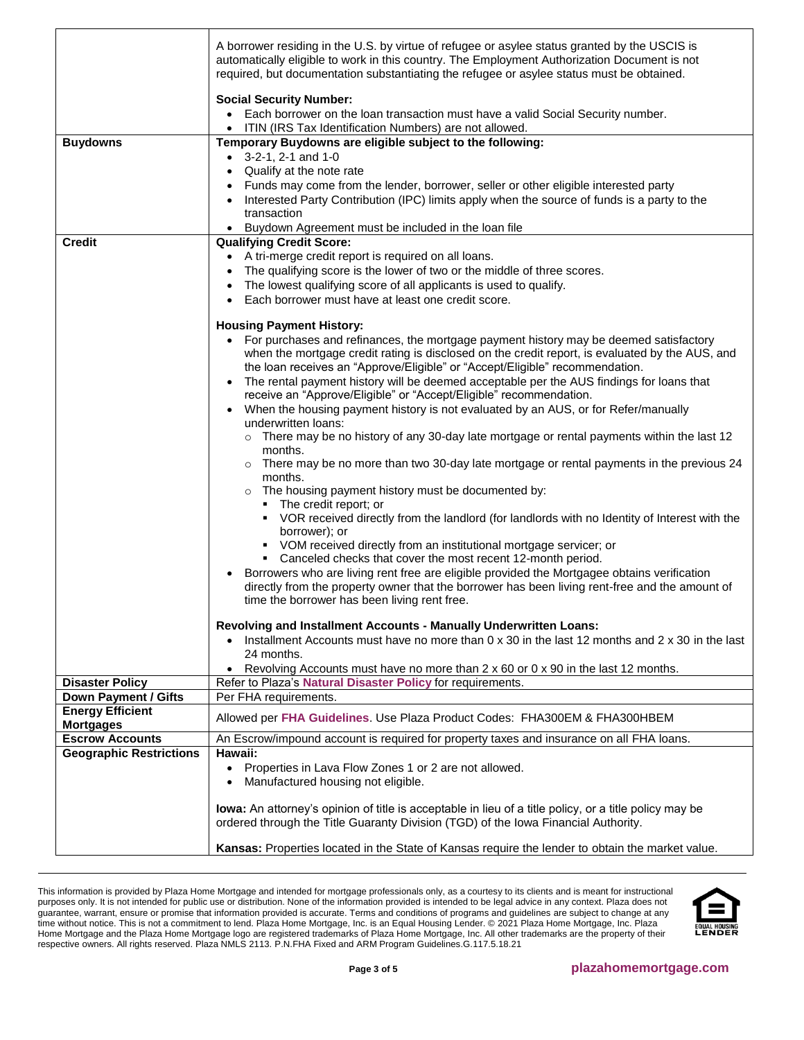| | |
|---|---|
| | A borrower residing in the U.S. by virtue of refugee or asylee status granted by the USCIS is automatically eligible to work in this country. The Employment Authorization Document is not required, but documentation substantiating the refugee or asylee status must be obtained.<br><br>**Social Security Number:**<br>• Each borrower on the loan transaction must have a valid Social Security number.<br>• ITIN (IRS Tax Identification Numbers) are not allowed. |
| **Buydowns** | **Temporary Buydowns are eligible subject to the following:**<br>• 3-2-1, 2-1 and 1-0<br>• Qualify at the note rate<br>• Funds may come from the lender, borrower, seller or other eligible interested party<br>• Interested Party Contribution (IPC) limits apply when the source of funds is a party to the transaction<br>• Buydown Agreement must be included in the loan file |
| **Credit** | **Qualifying Credit Score:**<br>• A tri-merge credit report is required on all loans.<br>• The qualifying score is the lower of two or the middle of three scores.<br>• The lowest qualifying score of all applicants is used to qualify.<br>• Each borrower must have at least one credit score.<br><br>**Housing Payment History:**<br>• For purchases and refinances, the mortgage payment history may be deemed satisfactory when the mortgage credit rating is disclosed on the credit report, is evaluated by the AUS, and the loan receives an "Approve/Eligible" or "Accept/Eligible" recommendation.<br>• The rental payment history will be deemed acceptable per the AUS findings for loans that receive an "Approve/Eligible" or "Accept/Eligible" recommendation.<br>• When the housing payment history is not evaluated by an AUS, or for Refer/manually underwritten loans:<br>&nbsp;&nbsp;○ There may be no history of any 30-day late mortgage or rental payments within the last 12 months.<br>&nbsp;&nbsp;○ There may be no more than two 30-day late mortgage or rental payments in the previous 24 months.<br>&nbsp;&nbsp;○ The housing payment history must be documented by:<br>&nbsp;&nbsp;&nbsp;&nbsp;▪ The credit report; or<br>&nbsp;&nbsp;&nbsp;&nbsp;▪ VOR received directly from the landlord (for landlords with no Identity of Interest with the borrower); or<br>&nbsp;&nbsp;&nbsp;&nbsp;▪ VOM received directly from an institutional mortgage servicer; or<br>&nbsp;&nbsp;&nbsp;&nbsp;▪ Canceled checks that cover the most recent 12-month period.<br>• Borrowers who are living rent free are eligible provided the Mortgagee obtains verification directly from the property owner that the borrower has been living rent-free and the amount of time the borrower has been living rent free.<br><br>**Revolving and Installment Accounts - Manually Underwritten Loans:**<br>• Installment Accounts must have no more than 0 x 30 in the last 12 months and 2 x 30 in the last 24 months.<br>• Revolving Accounts must have no more than 2 x 60 or 0 x 90 in the last 12 months. |
| **Disaster Policy** | Refer to Plaza's **Natural Disaster Policy** for requirements. |
| **Down Payment / Gifts** | Per FHA requirements. |
| **Energy Efficient Mortgages** | Allowed per **FHA Guidelines**. Use Plaza Product Codes: FHA300EM & FHA300HBEM |
| **Escrow Accounts** | An Escrow/impound account is required for property taxes and insurance on all FHA loans. |
| **Geographic Restrictions** | **Hawaii:**<br>• Properties in Lava Flow Zones 1 or 2 are not allowed.<br>• Manufactured housing not eligible.<br><br>**Iowa:** An attorney's opinion of title is acceptable in lieu of a title policy, or a title policy may be ordered through the Title Guaranty Division (TGD) of the Iowa Financial Authority.<br><br>**Kansas:** Properties located in the State of Kansas require the lender to obtain the market value. |

This information is provided by Plaza Home Mortgage and intended for mortgage professionals only, as a courtesy to its clients and is meant for instructional purposes only. It is not intended for public use or distribution. None of the information provided is intended to be legal advice in any context. Plaza does not guarantee, warrant, ensure or promise that information provided is accurate. Terms and conditions of programs and guidelines are subject to change at any time without notice. This is not a commitment to lend. Plaza Home Mortgage, Inc. is an Equal Housing Lender. © 2021 Plaza Home Mortgage, Inc. Plaza Home Mortgage and the Plaza Home Mortgage logo are registered trademarks of Plaza Home Mortgage, Inc. All other trademarks are the property of their respective owners. All rights reserved. Plaza NMLS 2113. P.N.FHA Fixed and ARM Program Guidelines.G.117.5.18.21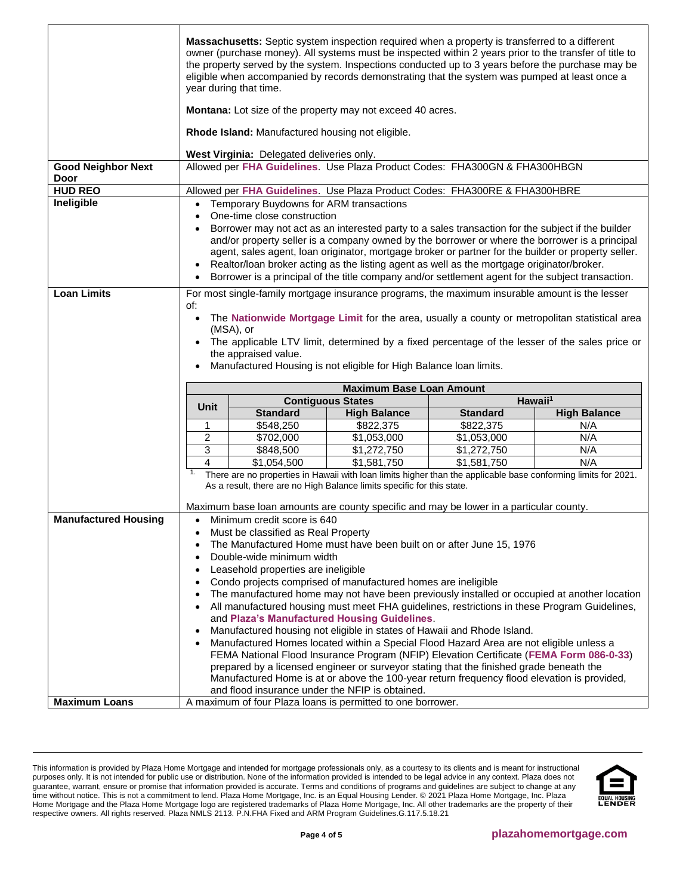| | |
|---|---|
| | **Massachusetts:** Septic system inspection required when a property is transferred to a different owner (purchase money). All systems must be inspected within 2 years prior to the transfer of title to the property served by the system. Inspections conducted up to 3 years before the purchase may be eligible when accompanied by records demonstrating that the system was pumped at least once a year during that time.<br><br>**Montana:** Lot size of the property may not exceed 40 acres.<br><br>**Rhode Island:** Manufactured housing not eligible.<br><br>**West Virginia:** Delegated deliveries only. |
| **Good Neighbor Next Door** | Allowed per **FHA Guidelines**. Use Plaza Product Codes: FHA300GN & FHA300HBGN |
| **HUD REO** | Allowed per **FHA Guidelines**. Use Plaza Product Codes: FHA300RE & FHA300HBRE |
| **Ineligible** | • Temporary Buydowns for ARM transactions<br>• One-time close construction<br>• Borrower may not act as an interested party to a sales transaction for the subject if the builder and/or property seller is a company owned by the borrower or where the borrower is a principal agent, sales agent, loan originator, mortgage broker or partner for the builder or property seller.<br>• Realtor/loan broker acting as the listing agent as well as the mortgage originator/broker.<br>• Borrower is a principal of the title company and/or settlement agent for the subject transaction. |
| **Loan Limits** | For most single-family mortgage insurance programs, the maximum insurable amount is the lesser of:<br>• The **Nationwide Mortgage Limit** for the area, usually a county or metropolitan statistical area (MSA), or<br>• The applicable LTV limit, determined by a fixed percentage of the lesser of the sales price or the appraised value.<br>• Manufactured Housing is not eligible for High Balance loan limits. |

**Maximum Base Loan Amount**

| Unit | Contiguous States | | Hawaii[1] | |
|---|---|---|---|---|
| | **Standard** | **High Balance** | **Standard** | **High Balance** |
| 1 | $548,250 | $822,375 | $822,375 | N/A |
| 2 | $702,000 | $1,053,000 | $1,053,000 | N/A |
| 3 | $848,500 | $1,272,750 | $1,272,750 | N/A |
| 4 | $1,054,500 | $1,581,750 | $1,581,750 | N/A |

[1] There are no properties in Hawaii with loan limits higher than the applicable base conforming limits for 2021. As a result, there are no High Balance limits specific for this state.

Maximum base loan amounts are county specific and may be lower in a particular county.

| | |
|---|---|
| **Manufactured Housing** | • Minimum credit score is 640<br>• Must be classified as Real Property<br>• The Manufactured Home must have been built on or after June 15, 1976<br>• Double-wide minimum width<br>• Leasehold properties are ineligible<br>• Condo projects comprised of manufactured homes are ineligible<br>• The manufactured home may not have been previously installed or occupied at another location<br>• All manufactured housing must meet FHA guidelines, restrictions in these Program Guidelines, and **Plaza's Manufactured Housing Guidelines**.<br>• Manufactured housing not eligible in states of Hawaii and Rhode Island.<br>• Manufactured Homes located within a Special Flood Hazard Area are not eligible unless a FEMA National Flood Insurance Program (NFIP) Elevation Certificate (**FEMA Form 086-0-33**) prepared by a licensed engineer or surveyor stating that the finished grade beneath the Manufactured Home is at or above the 100-year return frequency flood elevation is provided, and flood insurance under the NFIP is obtained. |
| **Maximum Loans** | A maximum of four Plaza loans is permitted to one borrower. |

This information is provided by Plaza Home Mortgage and intended for mortgage professionals only, as a courtesy to its clients and is meant for instructional purposes only. It is not intended for public use or distribution. None of the information provided is intended to be legal advice in any context. Plaza does not guarantee, warrant, ensure or promise that information provided is accurate. Terms and conditions of programs and guidelines are subject to change at any time without notice. This is not a commitment to lend. Plaza Home Mortgage, Inc. is an Equal Housing Lender. © 2021 Plaza Home Mortgage, Inc. Plaza Home Mortgage and the Plaza Home Mortgage logo are registered trademarks of Plaza Home Mortgage, Inc. All other trademarks are the property of their respective owners. All rights reserved. Plaza NMLS 2113. P.N.FHA Fixed and ARM Program Guidelines.G.117.5.18.21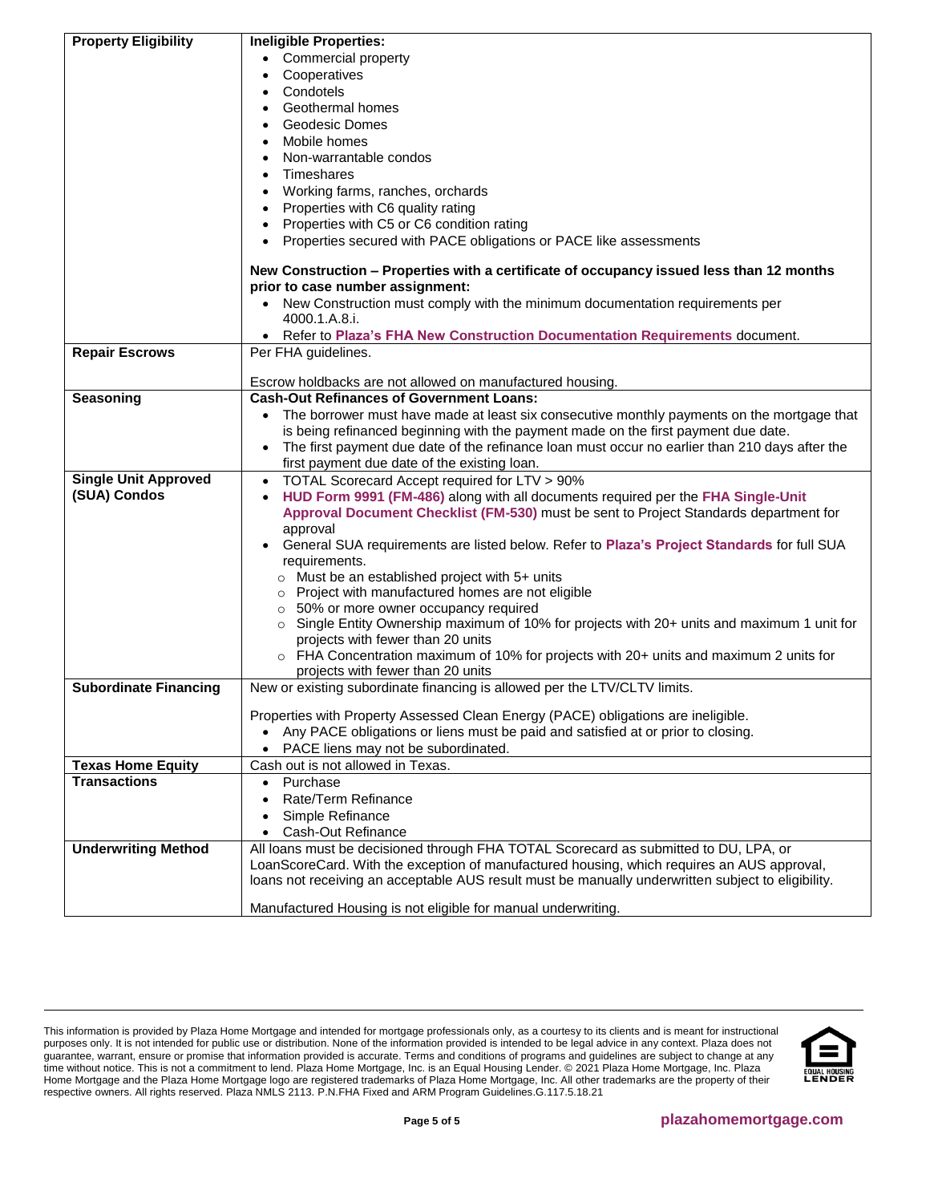| | |
|---|---|
| **Property Eligibility** | **Ineligible Properties:**<br>• Commercial property<br>• Cooperatives<br>• Condotels<br>• Geothermal homes<br>• Geodesic Domes<br>• Mobile homes<br>• Non-warrantable condos<br>• Timeshares<br>• Working farms, ranches, orchards<br>• Properties with C6 quality rating<br>• Properties with C5 or C6 condition rating<br>• Properties secured with PACE obligations or PACE like assessments<br><br>**New Construction – Properties with a certificate of occupancy issued less than 12 months prior to case number assignment:**<br>• New Construction must comply with the minimum documentation requirements per 4000.1.A.8.i.<br>• Refer to **Plaza's FHA New Construction Documentation Requirements** document. |
| **Repair Escrows** | Per FHA guidelines.<br><br>Escrow holdbacks are not allowed on manufactured housing. |
| **Seasoning** | **Cash-Out Refinances of Government Loans:**<br>• The borrower must have made at least six consecutive monthly payments on the mortgage that is being refinanced beginning with the payment made on the first payment due date.<br>• The first payment due date of the refinance loan must occur no earlier than 210 days after the first payment due date of the existing loan. |
| **Single Unit Approved (SUA) Condos** | • TOTAL Scorecard Accept required for LTV > 90%<br>• **HUD Form 9991 (FM-486)** along with all documents required per the **FHA Single-Unit Approval Document Checklist (FM-530)** must be sent to Project Standards department for approval<br>• General SUA requirements are listed below. Refer to **Plaza's Project Standards** for full SUA requirements.<br>  ○ Must be an established project with 5+ units<br>  ○ Project with manufactured homes are not eligible<br>  ○ 50% or more owner occupancy required<br>  ○ Single Entity Ownership maximum of 10% for projects with 20+ units and maximum 1 unit for projects with fewer than 20 units<br>  ○ FHA Concentration maximum of 10% for projects with 20+ units and maximum 2 units for projects with fewer than 20 units |
| **Subordinate Financing** | New or existing subordinate financing is allowed per the LTV/CLTV limits.<br><br>Properties with Property Assessed Clean Energy (PACE) obligations are ineligible.<br>• Any PACE obligations or liens must be paid and satisfied at or prior to closing.<br>• PACE liens may not be subordinated. |
| **Texas Home Equity** | Cash out is not allowed in Texas. |
| **Transactions** | • Purchase<br>• Rate/Term Refinance<br>• Simple Refinance<br>• Cash-Out Refinance |
| **Underwriting Method** | All loans must be decisioned through FHA TOTAL Scorecard as submitted to DU, LPA, or LoanScoreCard. With the exception of manufactured housing, which requires an AUS approval, loans not receiving an acceptable AUS result must be manually underwritten subject to eligibility.<br><br>Manufactured Housing is not eligible for manual underwriting. |

This information is provided by Plaza Home Mortgage and intended for mortgage professionals only, as a courtesy to its clients and is meant for instructional purposes only. It is not intended for public use or distribution. None of the information provided is intended to be legal advice in any context. Plaza does not guarantee, warrant, ensure or promise that information provided is accurate. Terms and conditions of programs and guidelines are subject to change at any time without notice. This is not a commitment to lend. Plaza Home Mortgage, Inc. is an Equal Housing Lender. © 2021 Plaza Home Mortgage, Inc. Plaza Home Mortgage and the Plaza Home Mortgage logo are registered trademarks of Plaza Home Mortgage, Inc. All other trademarks are the property of their respective owners. All rights reserved. Plaza NMLS 2113. P.N.FHA Fixed and ARM Program Guidelines.G.117.5.18.21

plazahomemortgage.com